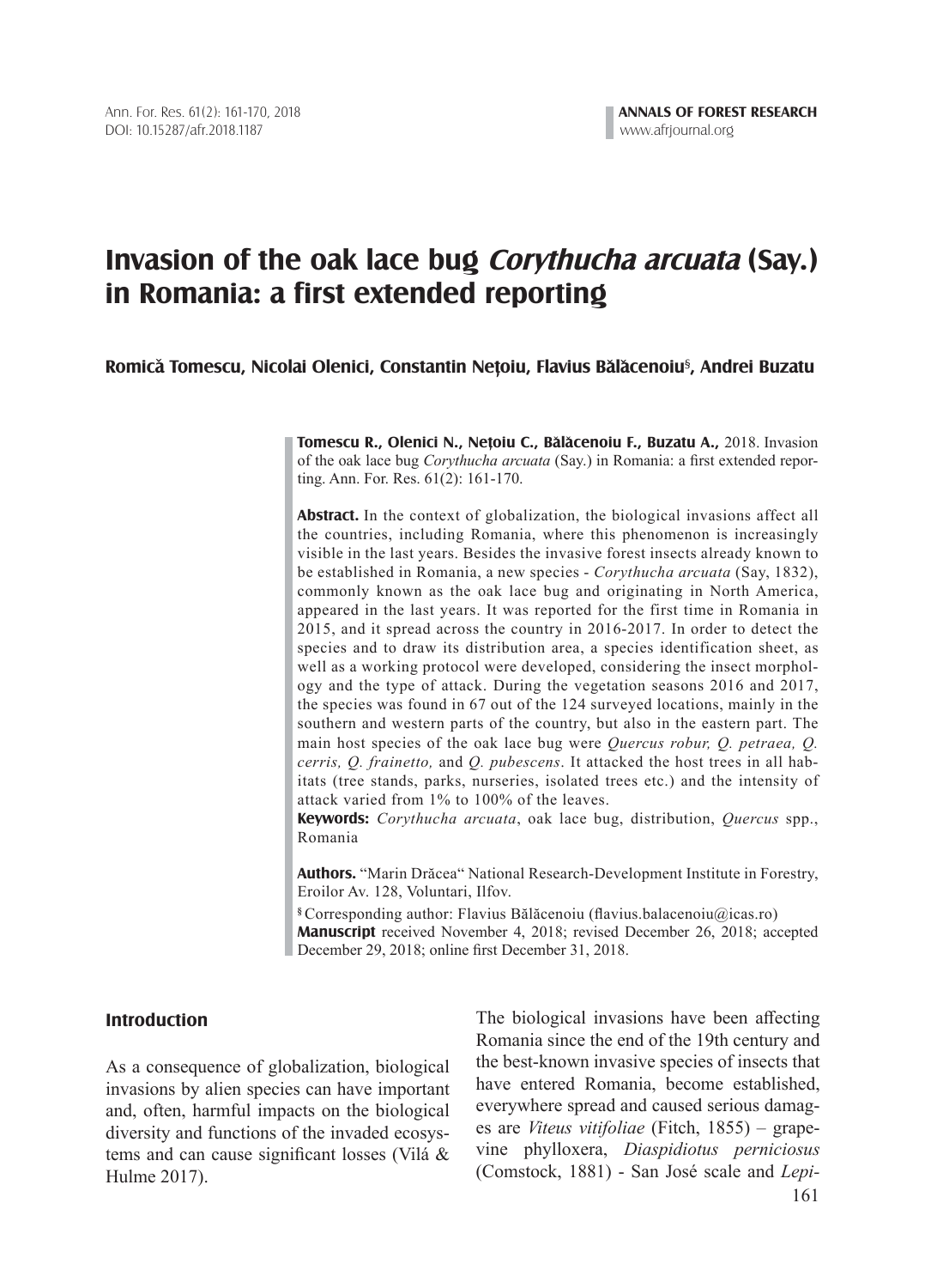# Invasion of the oak lace bug *Corythucha arcuata* (Say.) in Romania: a first extended reporting

**Romică Tomescu, Nicolai Olenici, Constantin Nețoiu, Flavius Bălăcenoiu[§], Andrei Buzatu**

**Tomescu R., Olenici N., Nețoiu C., Bălăcenoiu F., Buzatu A.,** 2018. Invasion of the oak lace bug *Corythucha arcuata* (Say.) in Romania: a first extended reporting. Ann. For. Res. 61(2): 161-170.

**Abstract.** In the context of globalization, the biological invasions affect all the countries, including Romania, where this phenomenon is increasingly visible in the last years. Besides the invasive forest insects already known to be established in Romania, a new species - *Corythucha arcuata* (Say, 1832), commonly known as the oak lace bug and originating in North America, appeared in the last years. It was reported for the first time in Romania in 2015, and it spread across the country in 2016-2017. In order to detect the species and to draw its distribution area, a species identification sheet, as well as a working protocol were developed, considering the insect morphology and the type of attack. During the vegetation seasons 2016 and 2017, the species was found in 67 out of the 124 surveyed locations, mainly in the southern and western parts of the country, but also in the eastern part. The main host species of the oak lace bug were *Quercus robur, Q. petraea, Q. cerris, Q. frainetto,* and *Q. pubescens*. It attacked the host trees in all habitats (tree stands, parks, nurseries, isolated trees etc.) and the intensity of attack varied from 1% to 100% of the leaves.

**Keywords:** *Corythucha arcuata*, oak lace bug, distribution, *Quercus* spp., Romania

**Authors.** "Marin Drăcea" National Research-Development Institute in Forestry, Eroilor Av. 128, Voluntari, Ilfov.

[§] Corresponding author: Flavius Bălăcenoiu (flavius.balacenoiu@icas.ro)

**Manuscript** received November 4, 2018; revised December 26, 2018; accepted December 29, 2018; online first December 31, 2018.

## Introduction

As a consequence of globalization, biological invasions by alien species can have important and, often, harmful impacts on the biological diversity and functions of the invaded ecosystems and can cause significant losses (Vilá & Hulme 2017).

The biological invasions have been affecting Romania since the end of the 19th century and the best-known invasive species of insects that have entered Romania, become established, everywhere spread and caused serious damages are *Viteus vitifoliae* (Fitch, 1855) – grapevine phylloxera, *Diaspidiotus perniciosus* (Comstock, 1881) - San José scale and *Lepi-*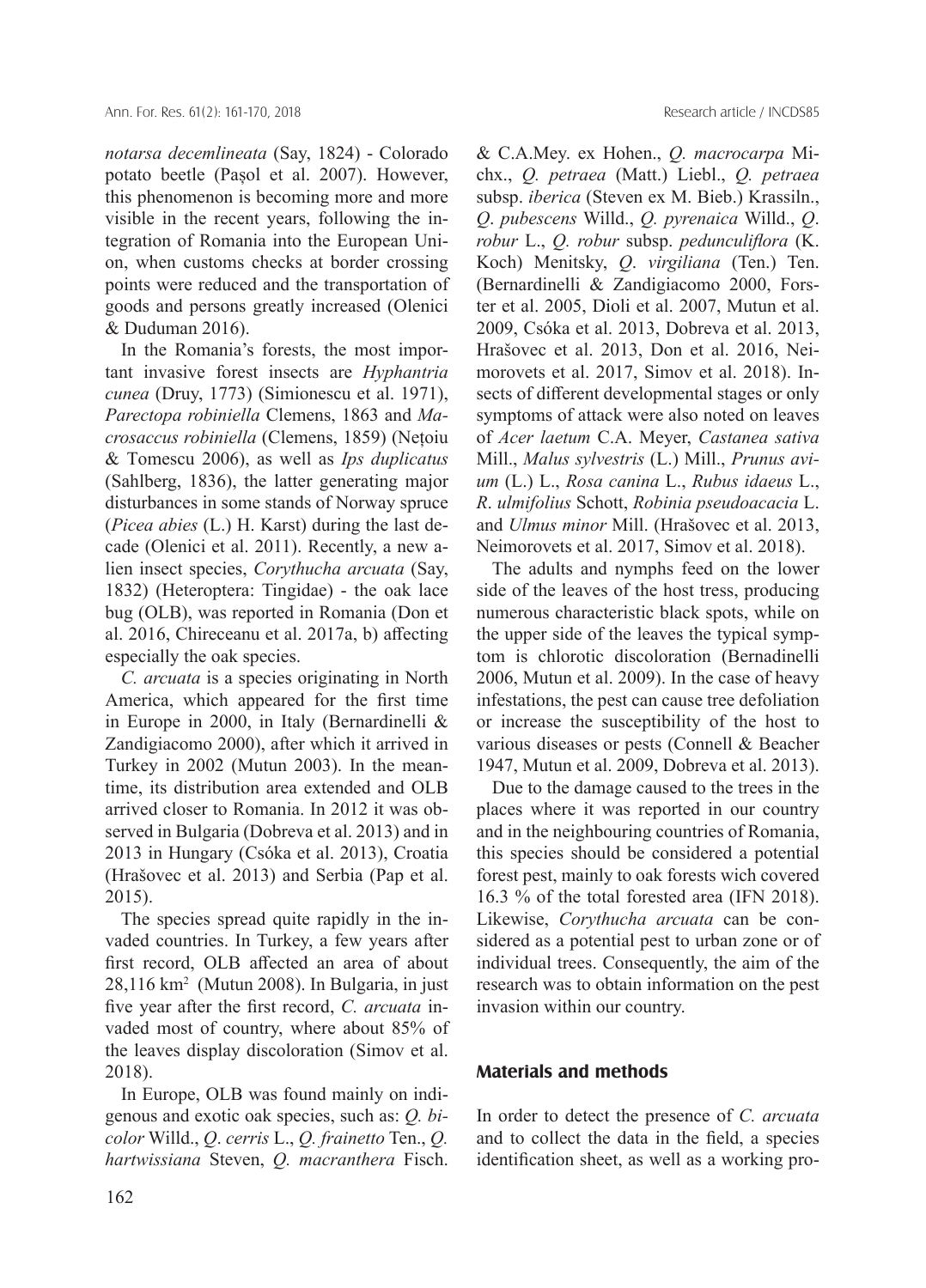*notarsa decemlineata* (Say, 1824) - Colorado potato beetle (Pașol et al. 2007). However, this phenomenon is becoming more and more visible in the recent years, following the integration of Romania into the European Union, when customs checks at border crossing points were reduced and the transportation of goods and persons greatly increased (Olenici & Duduman 2016).

In the Romania's forests, the most important invasive forest insects are *Hyphantria cunea* (Druy, 1773) (Simionescu et al. 1971), *Parectopa robiniella* Clemens, 1863 and *Macrosaccus robiniella* (Clemens, 1859) (Nețoiu & Tomescu 2006), as well as *Ips duplicatus* (Sahlberg, 1836), the latter generating major disturbances in some stands of Norway spruce (*Picea abies* (L.) H. Karst) during the last decade (Olenici et al. 2011). Recently, a new alien insect species, *Corythucha arcuata* (Say, 1832) (Heteroptera: Tingidae) - the oak lace bug (OLB), was reported in Romania (Don et al. 2016, Chireceanu et al. 2017a, b) affecting especially the oak species.

*C. arcuata* is a species originating in North America, which appeared for the first time in Europe in 2000, in Italy (Bernardinelli & Zandigiacomo 2000), after which it arrived in Turkey in 2002 (Mutun 2003). In the meantime, its distribution area extended and OLB arrived closer to Romania. In 2012 it was observed in Bulgaria (Dobreva et al. 2013) and in 2013 in Hungary (Csóka et al. 2013), Croatia (Hrašovec et al. 2013) and Serbia (Pap et al. 2015).

The species spread quite rapidly in the invaded countries. In Turkey, a few years after first record, OLB affected an area of about 28,116 km$^2$ (Mutun 2008). In Bulgaria, in just five year after the first record, *C. arcuata* invaded most of country, where about 85% of the leaves display discoloration (Simov et al. 2018).

In Europe, OLB was found mainly on indigenous and exotic oak species, such as: *Q. bicolor* Willd., *Q. cerris* L., *Q. frainetto* Ten., *Q. hartwissiana* Steven, *Q. macranthera* Fisch. & C.A.Mey. ex Hohen., *Q. macrocarpa* Michx., *Q. petraea* (Matt.) Liebl., *Q. petraea* subsp. *iberica* (Steven ex M. Bieb.) Krassiln., *Q. pubescens* Willd., *Q. pyrenaica* Willd., *Q. robur* L., *Q. robur* subsp. *pedunculiflora* (K. Koch) Menitsky, *Q. virgiliana* (Ten.) Ten. (Bernardinelli & Zandigiacomo 2000, Forster et al. 2005, Dioli et al. 2007, Mutun et al. 2009, Csóka et al. 2013, Dobreva et al. 2013, Hrašovec et al. 2013, Don et al. 2016, Neimorovets et al. 2017, Simov et al. 2018). Insects of different developmental stages or only symptoms of attack were also noted on leaves of *Acer laetum* C.A. Meyer, *Castanea sativa* Mill., *Malus sylvestris* (L.) Mill., *Prunus avium* (L.) L., *Rosa canina* L., *Rubus idaeus* L., *R. ulmifolius* Schott, *Robinia pseudoacacia* L. and *Ulmus minor* Mill. (Hrašovec et al. 2013, Neimorovets et al. 2017, Simov et al. 2018).

The adults and nymphs feed on the lower side of the leaves of the host tress, producing numerous characteristic black spots, while on the upper side of the leaves the typical symptom is chlorotic discoloration (Bernadinelli 2006, Mutun et al. 2009). In the case of heavy infestations, the pest can cause tree defoliation or increase the susceptibility of the host to various diseases or pests (Connell & Beacher 1947, Mutun et al. 2009, Dobreva et al. 2013).

Due to the damage caused to the trees in the places where it was reported in our country and in the neighbouring countries of Romania, this species should be considered a potential forest pest, mainly to oak forests wich covered 16.3 % of the total forested area (IFN 2018). Likewise, *Corythucha arcuata* can be considered as a potential pest to urban zone or of individual trees. Consequently, the aim of the research was to obtain information on the pest invasion within our country.

## Materials and methods

In order to detect the presence of *C. arcuata* and to collect the data in the field, a species identification sheet, as well as a working pro-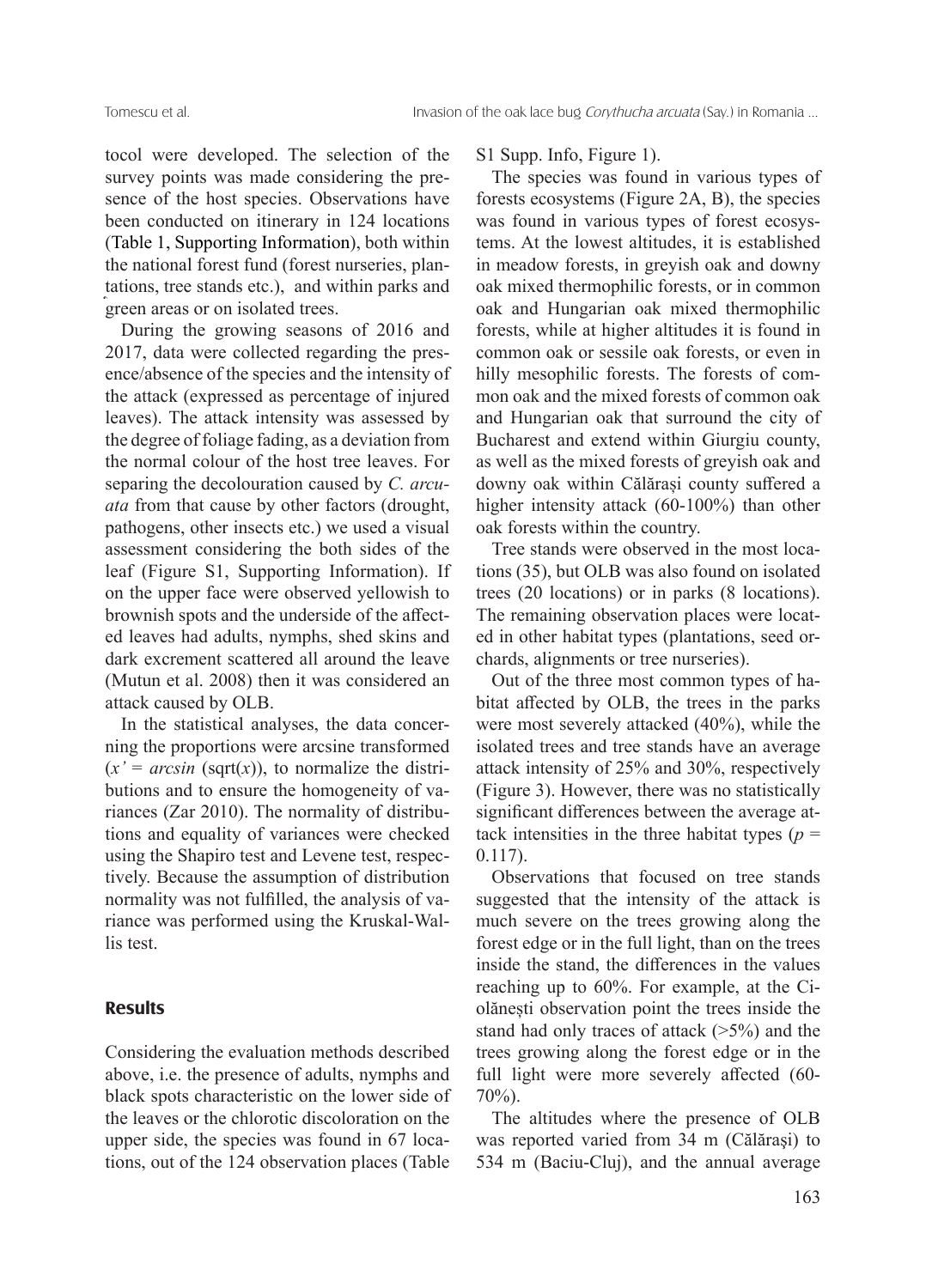tocol were developed. The selection of the survey points was made considering the presence of the host species. Observations have been conducted on itinerary in 124 locations (Table 1, Supporting Information), both within the national forest fund (forest nurseries, plantations, tree stands etc.), and within parks and green areas or on isolated trees.

During the growing seasons of 2016 and 2017, data were collected regarding the presence/absence of the species and the intensity of the attack (expressed as percentage of injured leaves). The attack intensity was assessed by the degree of foliage fading, as a deviation from the normal colour of the host tree leaves. For separing the decolouration caused by *C. arcuata* from that cause by other factors (drought, pathogens, other insects etc.) we used a visual assessment considering the both sides of the leaf (Figure S1, Supporting Information). If on the upper face were observed yellowish to brownish spots and the underside of the affected leaves had adults, nymphs, shed skins and dark excrement scattered all around the leave (Mutun et al. 2008) then it was considered an attack caused by OLB.

In the statistical analyses, the data concerning the proportions were arcsine transformed ($x' = arcsin$ (sqrt($x$)), to normalize the distributions and to ensure the homogeneity of variances (Zar 2010). The normality of distributions and equality of variances were checked using the Shapiro test and Levene test, respectively. Because the assumption of distribution normality was not fulfilled, the analysis of variance was performed using the Kruskal-Wallis test.

## Results

Considering the evaluation methods described above, i.e. the presence of adults, nymphs and black spots characteristic on the lower side of the leaves or the chlorotic discoloration on the upper side, the species was found in 67 locations, out of the 124 observation places (Table S1 Supp. Info, Figure 1).

The species was found in various types of forests ecosystems (Figure 2A, B), the species was found in various types of forest ecosystems. At the lowest altitudes, it is established in meadow forests, in greyish oak and downy oak mixed thermophilic forests, or in common oak and Hungarian oak mixed thermophilic forests, while at higher altitudes it is found in common oak or sessile oak forests, or even in hilly mesophilic forests. The forests of common oak and the mixed forests of common oak and Hungarian oak that surround the city of Bucharest and extend within Giurgiu county, as well as the mixed forests of greyish oak and downy oak within Călărași county suffered a higher intensity attack (60-100%) than other oak forests within the country.

Tree stands were observed in the most locations (35), but OLB was also found on isolated trees (20 locations) or in parks (8 locations). The remaining observation places were located in other habitat types (plantations, seed orchards, alignments or tree nurseries).

Out of the three most common types of habitat affected by OLB, the trees in the parks were most severely attacked (40%), while the isolated trees and tree stands have an average attack intensity of 25% and 30%, respectively (Figure 3). However, there was no statistically significant differences between the average attack intensities in the three habitat types ($p = 0.117$).

Observations that focused on tree stands suggested that the intensity of the attack is much severe on the trees growing along the forest edge or in the full light, than on the trees inside the stand, the differences in the values reaching up to 60%. For example, at the Ciolănești observation point the trees inside the stand had only traces of attack (>5%) and the trees growing along the forest edge or in the full light were more severely affected (60-70%).

The altitudes where the presence of OLB was reported varied from 34 m (Călărași) to 534 m (Baciu-Cluj), and the annual average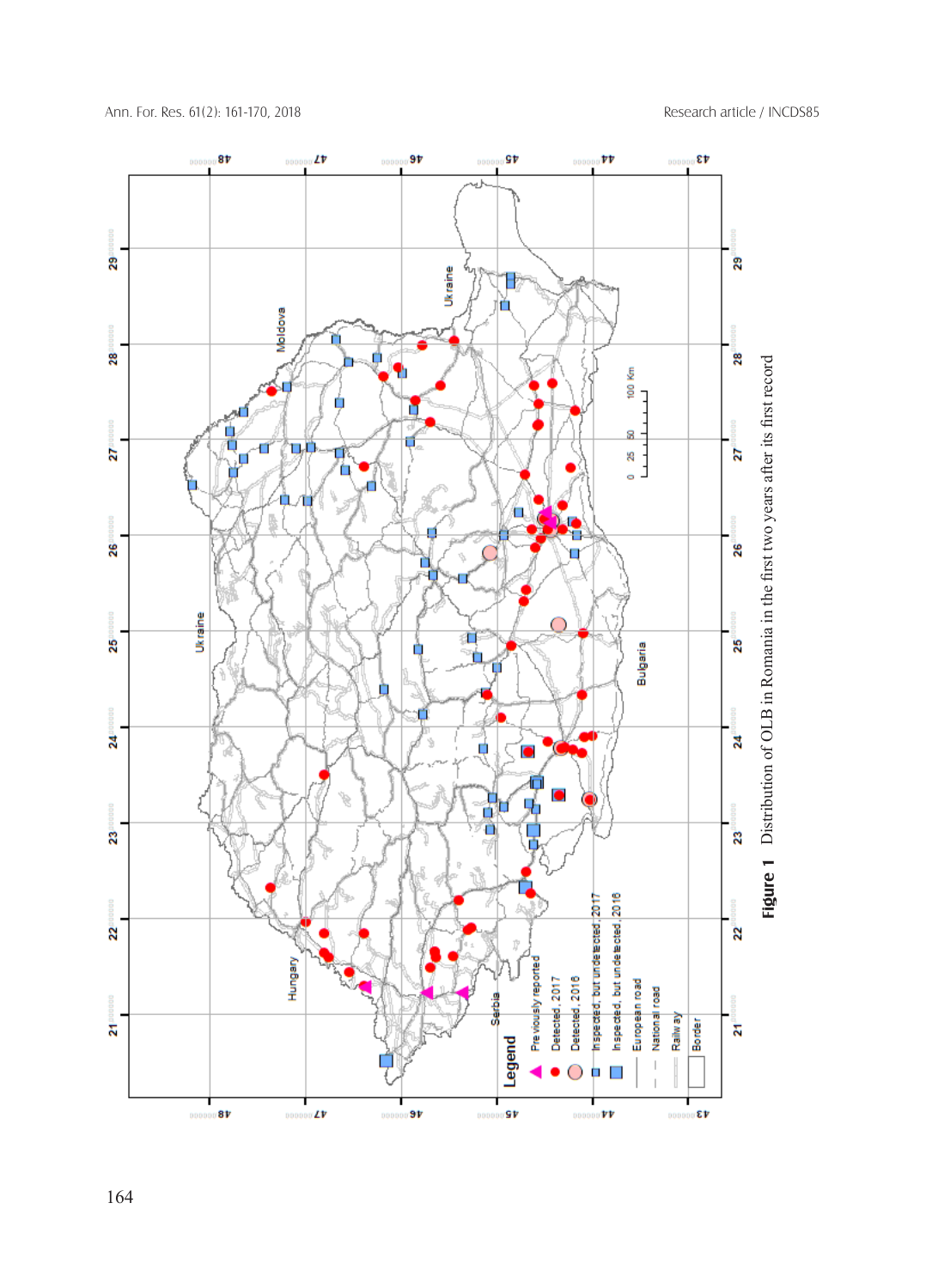**Figure 1** Distribution of OLB in Romania in the first two years after its first record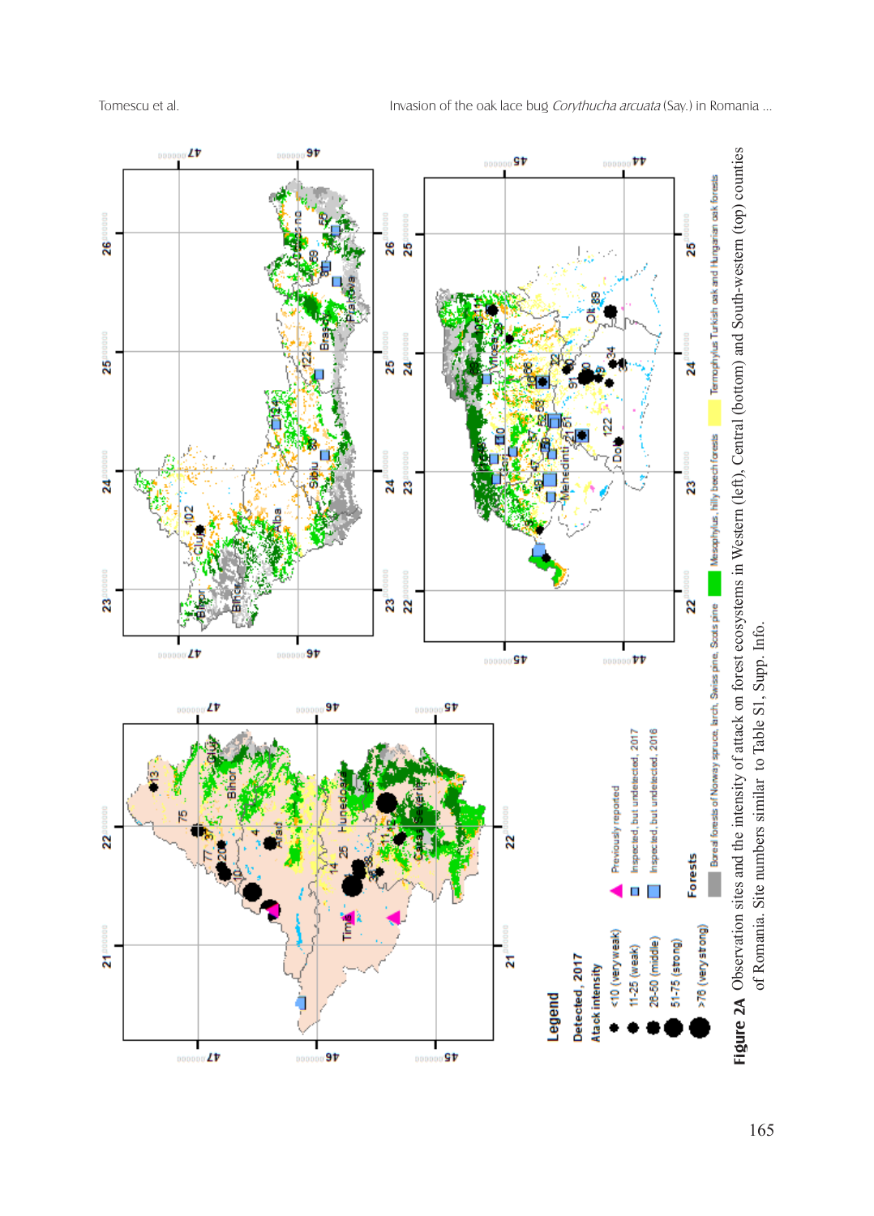**Figure 2A** Observation sites and the intensity of attack on forest ecosystems in Western (left), Central (bottom) and South-western (top) counties of Romania. Site numbers similar to Table S1, Supp. Info.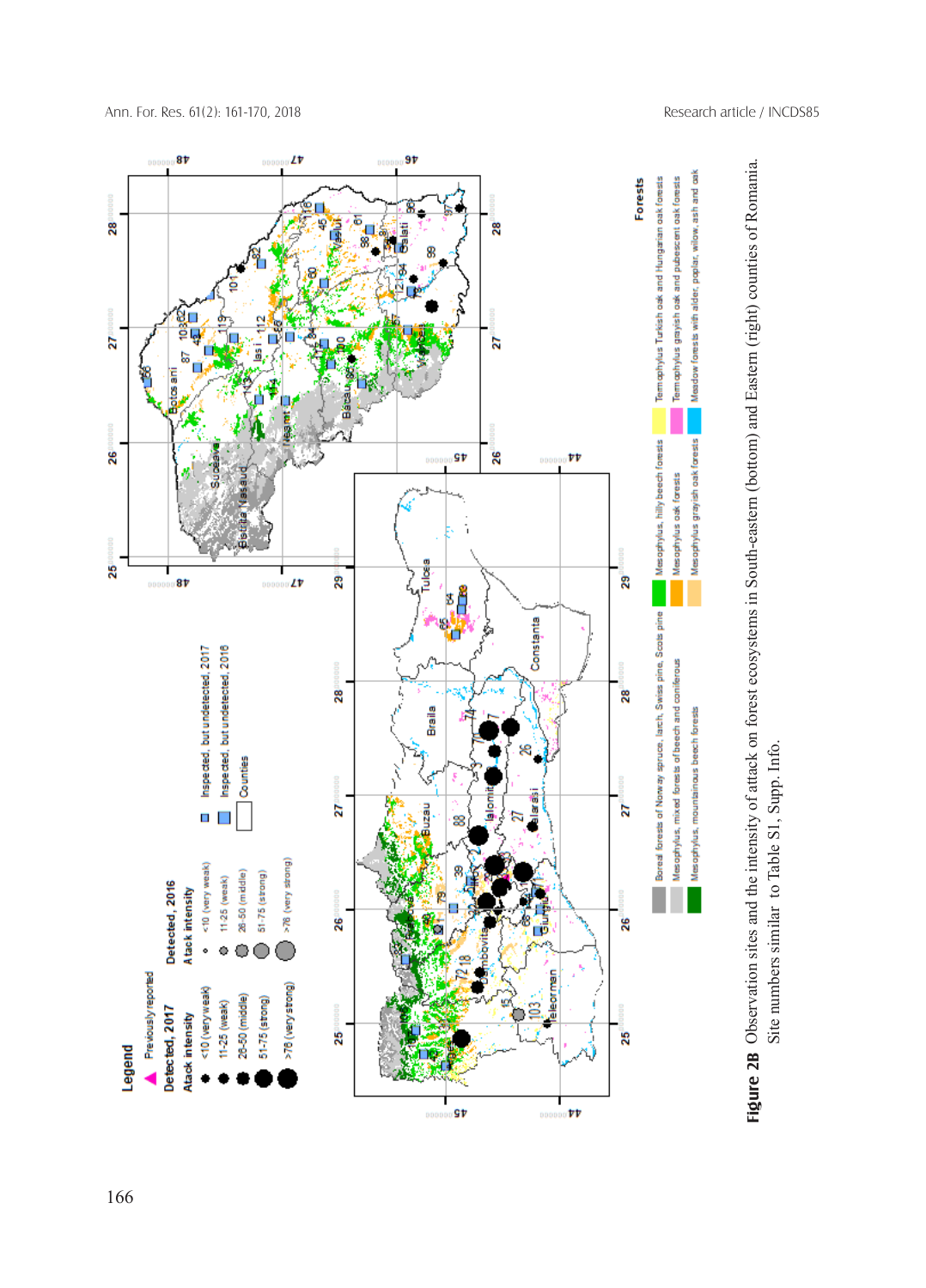**Figure 2B** Observation sites and the intensity of attack on forest ecosystems in South-eastern (bottom) and Eastern (right) counties of Romania. Site numbers similar to Table S1, Supp. Info.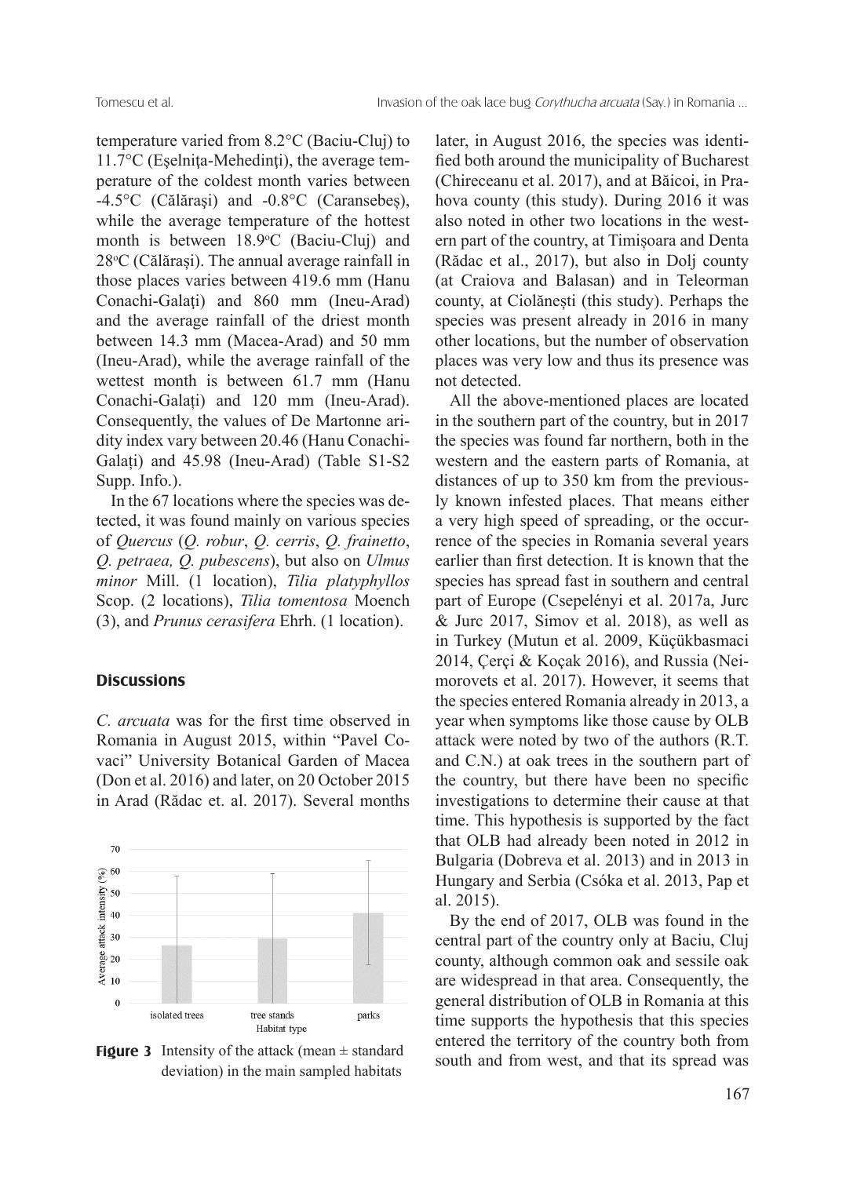temperature varied from 8.2°C (Baciu-Cluj) to 11.7°C (Eşelniţa-Mehedinţi), the average temperature of the coldest month varies between -4.5°C (Călăraşi) and -0.8°C (Caransebeş), while the average temperature of the hottest month is between 18.9°C (Baciu-Cluj) and 28°C (Călăraşi). The annual average rainfall in those places varies between 419.6 mm (Hanu Conachi-Galaţi) and 860 mm (Ineu-Arad) and the average rainfall of the driest month between 14.3 mm (Macea-Arad) and 50 mm (Ineu-Arad), while the average rainfall of the wettest month is between 61.7 mm (Hanu Conachi-Galaţi) and 120 mm (Ineu-Arad). Consequently, the values of De Martonne aridity index vary between 20.46 (Hanu Conachi-Galaţi) and 45.98 (Ineu-Arad) (Table S1-S2 Supp. Info.).

In the 67 locations where the species was detected, it was found mainly on various species of *Quercus* (*Q. robur*, *Q. cerris*, *Q. frainetto*, *Q. petraea, Q. pubescens*), but also on *Ulmus minor* Mill. (1 location), *Tilia platyphyllos* Scop. (2 locations), *Tilia tomentosa* Moench (3), and *Prunus cerasifera* Ehrh. (1 location).

## Discussions

*C. arcuata* was for the first time observed in Romania in August 2015, within "Pavel Covaci" University Botanical Garden of Macea (Don et al. 2016) and later, on 20 October 2015 in Arad (Rădac et. al. 2017). Several months later, in August 2016, the species was identified both around the municipality of Bucharest (Chireceanu et al. 2017), and at Băicoi, in Prahova county (this study). During 2016 it was also noted in other two locations in the western part of the country, at Timișoara and Denta (Rădac et al., 2017), but also in Dolj county (at Craiova and Balasan) and in Teleorman county, at Ciolănești (this study). Perhaps the species was present already in 2016 in many other locations, but the number of observation places was very low and thus its presence was not detected.

**Figure 3** Intensity of the attack (mean ± standard deviation) in the main sampled habitats

All the above-mentioned places are located in the southern part of the country, but in 2017 the species was found far northern, both in the western and the eastern parts of Romania, at distances of up to 350 km from the previously known infested places. That means either a very high speed of spreading, or the occurrence of the species in Romania several years earlier than first detection. It is known that the species has spread fast in southern and central part of Europe (Csepelényi et al. 2017a, Jurc & Jurc 2017, Simov et al. 2018), as well as in Turkey (Mutun et al. 2009, Küçükbasmaci 2014, Çerçi & Koçak 2016), and Russia (Neimorovets et al. 2017). However, it seems that the species entered Romania already in 2013, a year when symptoms like those cause by OLB attack were noted by two of the authors (R.T. and C.N.) at oak trees in the southern part of the country, but there have been no specific investigations to determine their cause at that time. This hypothesis is supported by the fact that OLB had already been noted in 2012 in Bulgaria (Dobreva et al. 2013) and in 2013 in Hungary and Serbia (Csóka et al. 2013, Pap et al. 2015).

By the end of 2017, OLB was found in the central part of the country only at Baciu, Cluj county, although common oak and sessile oak are widespread in that area. Consequently, the general distribution of OLB in Romania at this time supports the hypothesis that this species entered the territory of the country both from south and from west, and that its spread was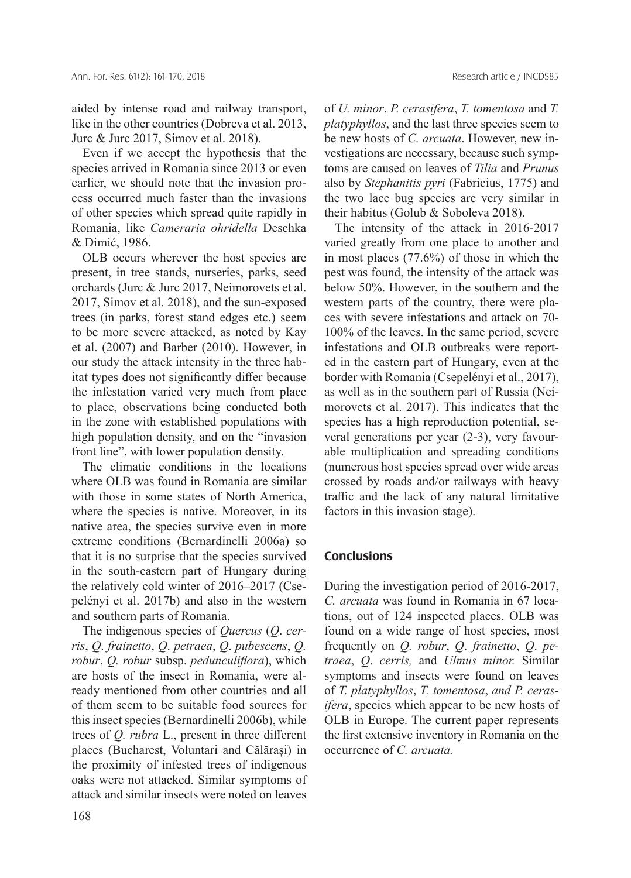aided by intense road and railway transport, like in the other countries (Dobreva et al. 2013, Jurc & Jurc 2017, Simov et al. 2018).

Even if we accept the hypothesis that the species arrived in Romania since 2013 or even earlier, we should note that the invasion process occurred much faster than the invasions of other species which spread quite rapidly in Romania, like *Cameraria ohridella* Deschka & Dimić, 1986.

OLB occurs wherever the host species are present, in tree stands, nurseries, parks, seed orchards (Jurc & Jurc 2017, Neimorovets et al. 2017, Simov et al. 2018), and the sun-exposed trees (in parks, forest stand edges etc.) seem to be more severe attacked, as noted by Kay et al. (2007) and Barber (2010). However, in our study the attack intensity in the three habitat types does not significantly differ because the infestation varied very much from place to place, observations being conducted both in the zone with established populations with high population density, and on the "invasion front line", with lower population density.

The climatic conditions in the locations where OLB was found in Romania are similar with those in some states of North America, where the species is native. Moreover, in its native area, the species survive even in more extreme conditions (Bernardinelli 2006a) so that it is no surprise that the species survived in the south-eastern part of Hungary during the relatively cold winter of 2016–2017 (Csepelényi et al. 2017b) and also in the western and southern parts of Romania.

The indigenous species of *Quercus* (*Q. cerris*, *Q. frainetto*, *Q. petraea*, *Q. pubescens*, *Q. robur*, *Q. robur* subsp. *pedunculiflora*), which are hosts of the insect in Romania, were already mentioned from other countries and all of them seem to be suitable food sources for this insect species (Bernardinelli 2006b), while trees of *Q. rubra* L., present in three different places (Bucharest, Voluntari and Călărași) in the proximity of infested trees of indigenous oaks were not attacked. Similar symptoms of attack and similar insects were noted on leaves of *U. minor*, *P. cerasifera*, *T. tomentosa* and *T. platyphyllos*, and the last three species seem to be new hosts of *C. arcuata*. However, new investigations are necessary, because such symptoms are caused on leaves of *Tilia* and *Prunus* also by *Stephanitis pyri* (Fabricius, 1775) and the two lace bug species are very similar in their habitus (Golub & Soboleva 2018).

The intensity of the attack in 2016-2017 varied greatly from one place to another and in most places (77.6%) of those in which the pest was found, the intensity of the attack was below 50%. However, in the southern and the western parts of the country, there were places with severe infestations and attack on 70-100% of the leaves. In the same period, severe infestations and OLB outbreaks were reported in the eastern part of Hungary, even at the border with Romania (Csepelényi et al., 2017), as well as in the southern part of Russia (Neimorovets et al. 2017). This indicates that the species has a high reproduction potential, several generations per year (2-3), very favourable multiplication and spreading conditions (numerous host species spread over wide areas crossed by roads and/or railways with heavy traffic and the lack of any natural limitative factors in this invasion stage).

## Conclusions

During the investigation period of 2016-2017, *C. arcuata* was found in Romania in 67 locations, out of 124 inspected places. OLB was found on a wide range of host species, most frequently on *Q. robur*, *Q. frainetto*, *Q. petraea*, *Q. cerris,* and *Ulmus minor.* Similar symptoms and insects were found on leaves of *T. platyphyllos*, *T. tomentosa*, *and P. cerasifera*, species which appear to be new hosts of OLB in Europe. The current paper represents the first extensive inventory in Romania on the occurrence of *C. arcuata.*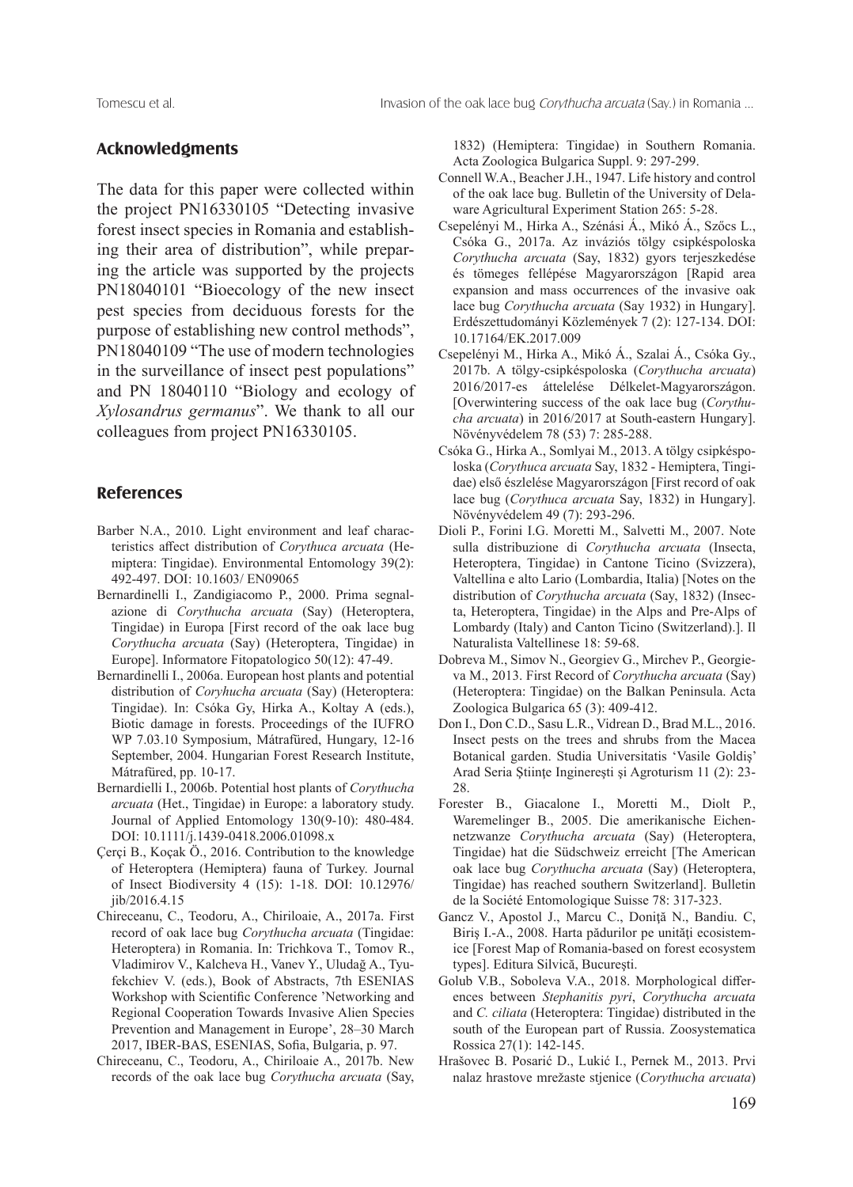## Acknowledgments

The data for this paper were collected within the project PN16330105 "Detecting invasive forest insect species in Romania and establishing their area of distribution", while preparing the article was supported by the projects PN18040101 "Bioecology of the new insect pest species from deciduous forests for the purpose of establishing new control methods", PN18040109 "The use of modern technologies in the surveillance of insect pest populations" and PN 18040110 "Biology and ecology of *Xylosandrus germanus*". We thank to all our colleagues from project PN16330105.

## References

- Barber N.A., 2010. Light environment and leaf characteristics affect distribution of *Corythuca arcuata* (Hemiptera: Tingidae). Environmental Entomology 39(2): 492-497. DOI: 10.1603/ EN09065
- Bernardinelli I., Zandigiacomo P., 2000. Prima segnalazione di *Corythucha arcuata* (Say) (Heteroptera, Tingidae) in Europa [First record of the oak lace bug *Corythucha arcuata* (Say) (Heteroptera, Tingidae) in Europe]. Informatore Fitopatologico 50(12): 47-49.
- Bernardinelli I., 2006a. European host plants and potential distribution of *Coryhucha arcuata* (Say) (Heteroptera: Tingidae). In: Csóka Gy, Hirka A., Koltay A (eds.), Biotic damage in forests. Proceedings of the IUFRO WP 7.03.10 Symposium, Mátrafüred, Hungary, 12-16 September, 2004. Hungarian Forest Research Institute, Mátrafüred, pp. 10-17.
- Bernardielli I., 2006b. Potential host plants of *Corythucha arcuata* (Het., Tingidae) in Europe: a laboratory study. Journal of Applied Entomology 130(9-10): 480-484. DOI: 10.1111/j.1439-0418.2006.01098.x
- Çerçi B., Koçak Ö., 2016. Contribution to the knowledge of Heteroptera (Hemiptera) fauna of Turkey. Journal of Insect Biodiversity 4 (15): 1-18. DOI: 10.12976/ jib/2016.4.15
- Chireceanu, C., Teodoru, A., Chiriloaie, A., 2017a. First record of oak lace bug *Corythucha arcuata* (Tingidae: Heteroptera) in Romania. In: Trichkova T., Tomov R., Vladimirov V., Kalcheva H., Vanev Y., Uludağ A., Tyufekchiev V. (eds.), Book of Abstracts, 7th ESENIAS Workshop with Scientific Conference 'Networking and Regional Cooperation Towards Invasive Alien Species Prevention and Management in Europe', 28–30 March 2017, IBER-BAS, ESENIAS, Sofia, Bulgaria, p. 97.
- Chireceanu, C., Teodoru, A., Chiriloaie A., 2017b. New records of the oak lace bug *Corythucha arcuata* (Say, 1832) (Hemiptera: Tingidae) in Southern Romania. Acta Zoologica Bulgarica Suppl. 9: 297-299.
- Connell W.A., Beacher J.H., 1947. Life history and control of the oak lace bug. Bulletin of the University of Delaware Agricultural Experiment Station 265: 5-28.
- Csepelényi M., Hirka A., Szénási Á., Mikó Á., Szőcs L., Csóka G., 2017a. Az inváziós tölgy csipkéspoloska *Corythucha arcuata* (Say, 1832) gyors terjeszkedése és tömeges fellépése Magyarországon [Rapid area expansion and mass occurrences of the invasive oak lace bug *Corythucha arcuata* (Say 1932) in Hungary]. Erdészettudományi Közlemények 7 (2): 127-134. DOI: 10.17164/EK.2017.009
- Csepelényi M., Hirka A., Mikó Á., Szalai Á., Csóka Gy., 2017b. A tölgy-csipkéspoloska (*Corythucha arcuata*) 2016/2017-es áttelelése Délkelet-Magyarországon. [Overwintering success of the oak lace bug (*Corythucha arcuata*) in 2016/2017 at South-eastern Hungary]. Növényvédelem 78 (53) 7: 285-288.
- Csóka G., Hirka A., Somlyai M., 2013. A tölgy csipkéspoloska (*Corythuca arcuata* Say, 1832 - Hemiptera, Tingidae) első észlelése Magyarországon [First record of oak lace bug (*Corythuca arcuata* Say, 1832) in Hungary]. Növényvédelem 49 (7): 293-296.
- Dioli P., Forini I.G. Moretti M., Salvetti M., 2007. Note sulla distribuzione di *Corythucha arcuata* (Insecta, Heteroptera, Tingidae) in Cantone Ticino (Svizzera), Valtellina e alto Lario (Lombardia, Italia) [Notes on the distribution of *Corythucha arcuata* (Say, 1832) (Insecta, Heteroptera, Tingidae) in the Alps and Pre-Alps of Lombardy (Italy) and Canton Ticino (Switzerland).]. Il Naturalista Valtellinese 18: 59-68.
- Dobreva M., Simov N., Georgiev G., Mirchev P., Georgieva M., 2013. First Record of *Corythucha arcuata* (Say) (Heteroptera: Tingidae) on the Balkan Peninsula. Acta Zoologica Bulgarica 65 (3): 409-412.
- Don I., Don C.D., Sasu L.R., Vidrean D., Brad M.L., 2016. Insect pests on the trees and shrubs from the Macea Botanical garden. Studia Universitatis 'Vasile Goldiş' Arad Seria Ştiinţe Inginereşti şi Agroturism 11 (2): 23-28.
- Forester B., Giacalone I., Moretti M., Diolt P., Waremelinger B., 2005. Die amerikanische Eichennetzwanze *Corythucha arcuata* (Say) (Heteroptera, Tingidae) hat die Südschweiz erreicht [The American oak lace bug *Corythucha arcuata* (Say) (Heteroptera, Tingidae) has reached southern Switzerland]. Bulletin de la Société Entomologique Suisse 78: 317-323.
- Gancz V., Apostol J., Marcu C., Doniţă N., Bandiu. C, Biriş I.-A., 2008. Harta pădurilor pe unităţi ecosistemice [Forest Map of Romania-based on forest ecosystem types]. Editura Silvică, Bucureşti.
- Golub V.B., Soboleva V.A., 2018. Morphological differences between *Stephanitis pyri*, *Corythucha arcuata* and *C. ciliata* (Heteroptera: Tingidae) distributed in the south of the European part of Russia. Zoosystematica Rossica 27(1): 142-145.
- Hrašovec B. Posarić D., Lukić I., Pernek M., 2013. Prvi nalaz hrastove mrežaste stjenice (*Corythucha arcuata*)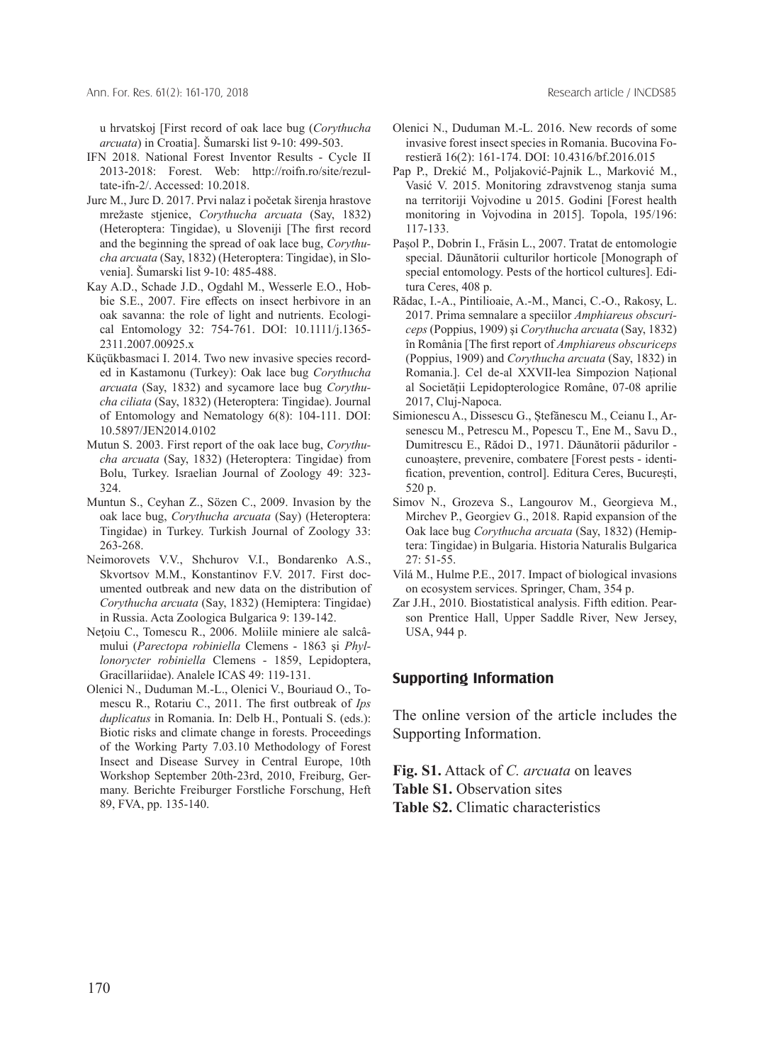u hrvatskoj [First record of oak lace bug (*Corythucha arcuata*) in Croatia]. Šumarski list 9-10: 499-503.

IFN 2018. National Forest Inventor Results - Cycle II 2013-2018: Forest. Web: http://roifn.ro/site/rezultate-ifn-2/. Accessed: 10.2018.

Jurc M., Jurc D. 2017. Prvi nalaz i početak širenja hrastove mrežaste stjenice, *Corythucha arcuata* (Say, 1832) (Heteroptera: Tingidae), u Sloveniji [The first record and the beginning the spread of oak lace bug, *Corythucha arcuata* (Say, 1832) (Heteroptera: Tingidae), in Slovenia]. Šumarski list 9-10: 485-488.

Kay A.D., Schade J.D., Ogdahl M., Wesserle E.O., Hobbie S.E., 2007. Fire effects on insect herbivore in an oak savanna: the role of light and nutrients. Ecological Entomology 32: 754-761. DOI: 10.1111/j.1365-2311.2007.00925.x

Küçükbasmaci I. 2014. Two new invasive species recorded in Kastamonu (Turkey): Oak lace bug *Corythucha arcuata* (Say, 1832) and sycamore lace bug *Corythucha ciliata* (Say, 1832) (Heteroptera: Tingidae). Journal of Entomology and Nematology 6(8): 104-111. DOI: 10.5897/JEN2014.0102

Mutun S. 2003. First report of the oak lace bug, *Corythucha arcuata* (Say, 1832) (Heteroptera: Tingidae) from Bolu, Turkey. Israelian Journal of Zoology 49: 323-324.

Muntun S., Ceyhan Z., Sözen C., 2009. Invasion by the oak lace bug, *Corythucha arcuata* (Say) (Heteroptera: Tingidae) in Turkey. Turkish Journal of Zoology 33: 263-268.

Neimorovets V.V., Shchurov V.I., Bondarenko A.S., Skvortsov M.M., Konstantinov F.V. 2017. First documented outbreak and new data on the distribution of *Corythucha arcuata* (Say, 1832) (Hemiptera: Tingidae) in Russia. Acta Zoologica Bulgarica 9: 139-142.

Neţoiu C., Tomescu R., 2006. Moliile miniere ale salcâmului (*Parectopa robiniella* Clemens - 1863 şi *Phyllonorycter robiniella* Clemens - 1859, Lepidoptera, Gracillariidae). Analele ICAS 49: 119-131.

Olenici N., Duduman M.-L., Olenici V., Bouriaud O., Tomescu R., Rotariu C., 2011. The first outbreak of *Ips duplicatus* in Romania. In: Delb H., Pontuali S. (eds.): Biotic risks and climate change in forests. Proceedings of the Working Party 7.03.10 Methodology of Forest Insect and Disease Survey in Central Europe, 10th Workshop September 20th-23rd, 2010, Freiburg, Germany. Berichte Freiburger Forstliche Forschung, Heft 89, FVA, pp. 135-140.

Olenici N., Duduman M.-L. 2016. New records of some invasive forest insect species in Romania. Bucovina Forestieră 16(2): 161-174. DOI: 10.4316/bf.2016.015

Pap P., Drekić M., Poljaković-Pajnik L., Marković M., Vasić V. 2015. Monitoring zdravstvenog stanja suma na teritoriji Vojvodine u 2015. Godini [Forest health monitoring in Vojvodina in 2015]. Topola, 195/196: 117-133.

Paşol P., Dobrin I., Frăsin L., 2007. Tratat de entomologie special. Dăunătorii culturilor horticole [Monograph of special entomology. Pests of the horticol cultures]. Editura Ceres, 408 p.

Rădac, I.-A., Pintilioaie, A.-M., Manci, C.-O., Rakosy, L. 2017. Prima semnalare a speciilor *Amphiareus obscuriceps* (Poppius, 1909) şi *Corythucha arcuata* (Say, 1832) în România [The first report of *Amphiareus obscuriceps* (Poppius, 1909) and *Corythucha arcuata* (Say, 1832) in Romania.]. Cel de-al XXVII-lea Simpozion Naţional al Societăţii Lepidopterologice Române, 07-08 aprilie 2017, Cluj-Napoca.

Simionescu A., Dissescu G., Ştefănescu M., Ceianu I., Arsenescu M., Petrescu M., Popescu T., Ene M., Savu D., Dumitrescu E., Rădoi D., 1971. Dăunătorii pădurilor - cunoaştere, prevenire, combatere [Forest pests - identification, prevention, control]. Editura Ceres, Bucureşti, 520 p.

Simov N., Grozeva S., Langourov M., Georgieva M., Mirchev P., Georgiev G., 2018. Rapid expansion of the Oak lace bug *Corythucha arcuata* (Say, 1832) (Hemiptera: Tingidae) in Bulgaria. Historia Naturalis Bulgarica 27: 51-55.

Vilá M., Hulme P.E., 2017. Impact of biological invasions on ecosystem services. Springer, Cham, 354 p.

Zar J.H., 2010. Biostatistical analysis. Fifth edition. Pearson Prentice Hall, Upper Saddle River, New Jersey, USA, 944 p.

## Supporting Information

The online version of the article includes the Supporting Information.

**Fig. S1.** Attack of *C. arcuata* on leaves
**Table S1.** Observation sites
**Table S2.** Climatic characteristics